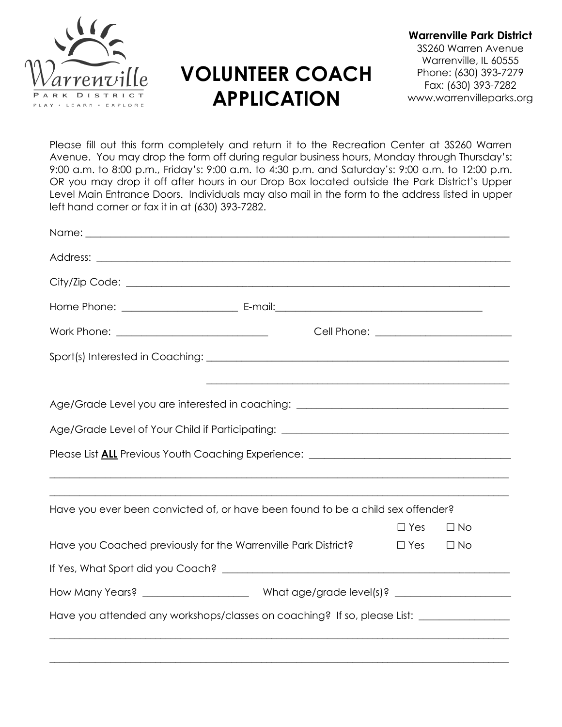Warrenville Park District
PLAY · LEARN · EXPLORE

# VOLUNTEER COACH APPLICATION

**Warrenville Park District**
3S260 Warren Avenue
Warrenville, IL 60555
Phone: (630) 393-7279
Fax: (630) 393-7282
www.warrenvilleparks.org

Please fill out this form completely and return it to the Recreation Center at 3S260 Warren Avenue. You may drop the form off during regular business hours, Monday through Thursday's: 9:00 a.m. to 8:00 p.m., Friday's: 9:00 a.m. to 4:30 p.m. and Saturday's: 9:00 a.m. to 12:00 p.m. OR you may drop it off after hours in our Drop Box located outside the Park District's Upper Level Main Entrance Doors. Individuals may also mail in the form to the address listed in upper left hand corner or fax it in at (630) 393-7282.

Name: ____________________________________________

Address: ____________________________________________

City/Zip Code: ____________________________________________

Home Phone: ______________________ E-mail: ______________________________

Work Phone: ____________________________ Cell Phone: ________________________

Sport(s) Interested in Coaching: ____________________________________________

____________________________________________

Age/Grade Level you are interested in coaching: ______________________________

Age/Grade Level of Your Child if Participating: ______________________________

Please List **ALL** Previous Youth Coaching Experience: ______________________________

____________________________________________

____________________________________________

Have you ever been convicted of, or have been found to be a child sex offender?

☐ Yes ☐ No

Have you Coached previously for the Warrenville Park District? ☐ Yes ☐ No

If Yes, What Sport did you Coach? ____________________________________________

How Many Years? ____________________ What age/grade level(s)? ____________________

Have you attended any workshops/classes on coaching? If so, please List: ________________

____________________________________________

____________________________________________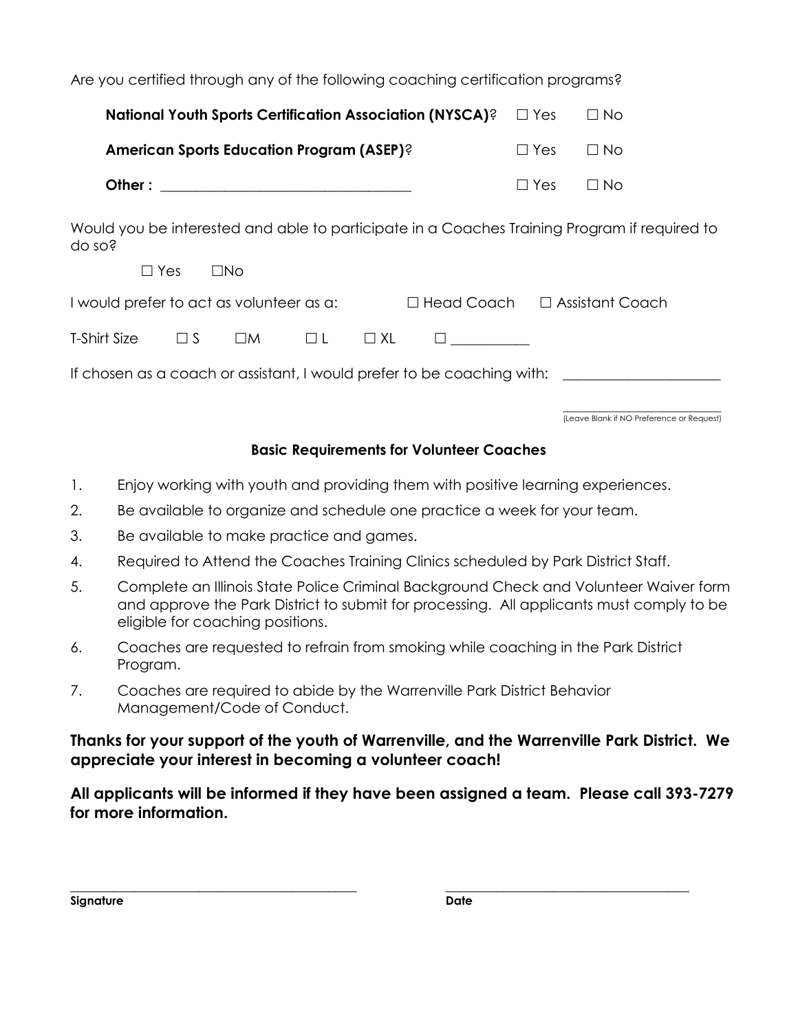Are you certified through any of the following coaching certification programs?

**National Youth Sports Certification Association (NYSCA)**? ☐ Yes ☐ No

**American Sports Education Program (ASEP)**? ☐ Yes ☐ No

**Other :** ________________________________ ☐ Yes ☐ No

Would you be interested and able to participate in a Coaches Training Program if required to do so?

☐ Yes ☐No

I would prefer to act as volunteer as a: ☐ Head Coach ☐ Assistant Coach

T-Shirt Size ☐ S ☐M ☐ L ☐ XL ☐ __________

If chosen as a coach or assistant, I would prefer to be coaching with: ____________________

____________________
(Leave Blank if NO Preference or Request)

### Basic Requirements for Volunteer Coaches

1. Enjoy working with youth and providing them with positive learning experiences.
2. Be available to organize and schedule one practice a week for your team.
3. Be available to make practice and games.
4. Required to Attend the Coaches Training Clinics scheduled by Park District Staff.
5. Complete an Illinois State Police Criminal Background Check and Volunteer Waiver form and approve the Park District to submit for processing. All applicants must comply to be eligible for coaching positions.
6. Coaches are requested to refrain from smoking while coaching in the Park District Program.
7. Coaches are required to abide by the Warrenville Park District Behavior Management/Code of Conduct.

**Thanks for your support of the youth of Warrenville, and the Warrenville Park District. We appreciate your interest in becoming a volunteer coach!**

**All applicants will be informed if they have been assigned a team. Please call 393-7279 for more information.**

________________________________________ ________________________________

**Signature** **Date**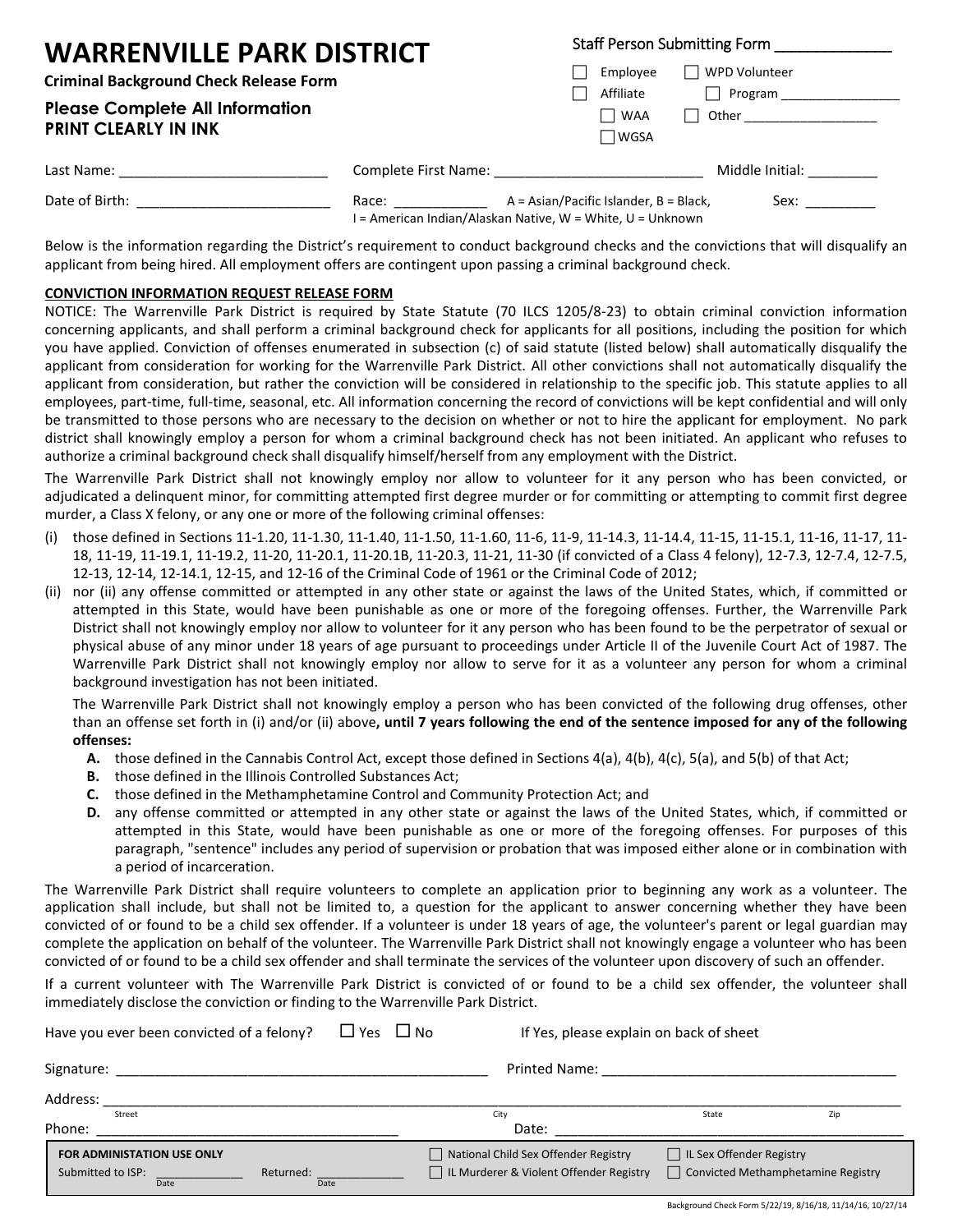# WARRENVILLE PARK DISTRICT

**Criminal Background Check Release Form**

**Please Complete All Information**
**PRINT CLEARLY IN INK**

Staff Person Submitting Form ______________

☐ Employee ☐ WPD Volunteer
☐ Affiliate ☐ Program ________________
☐ WAA ☐ Other __________________
☐ WGSA

Last Name: __________________________ Complete First Name: __________________________ Middle Initial: _________

Date of Birth: _________________________ Race: ____________ A = Asian/Pacific Islander, B = Black, I = American Indian/Alaskan Native, W = White, U = Unknown Sex: _________

Below is the information regarding the District's requirement to conduct background checks and the convictions that will disqualify an applicant from being hired. All employment offers are contingent upon passing a criminal background check.

**CONVICTION INFORMATION REQUEST RELEASE FORM**

NOTICE: The Warrenville Park District is required by State Statute (70 ILCS 1205/8-23) to obtain criminal conviction information concerning applicants, and shall perform a criminal background check for applicants for all positions, including the position for which you have applied. Conviction of offenses enumerated in subsection (c) of said statute (listed below) shall automatically disqualify the applicant from consideration for working for the Warrenville Park District. All other convictions shall not automatically disqualify the applicant from consideration, but rather the conviction will be considered in relationship to the specific job. This statute applies to all employees, part-time, full-time, seasonal, etc. All information concerning the record of convictions will be kept confidential and will only be transmitted to those persons who are necessary to the decision on whether or not to hire the applicant for employment. No park district shall knowingly employ a person for whom a criminal background check has not been initiated. An applicant who refuses to authorize a criminal background check shall disqualify himself/herself from any employment with the District.

The Warrenville Park District shall not knowingly employ nor allow to volunteer for it any person who has been convicted, or adjudicated a delinquent minor, for committing attempted first degree murder or for committing or attempting to commit first degree murder, a Class X felony, or any one or more of the following criminal offenses:

(i) those defined in Sections 11-1.20, 11-1.30, 11-1.40, 11-1.50, 11-1.60, 11-6, 11-9, 11-14.3, 11-14.4, 11-15, 11-15.1, 11-16, 11-17, 11-18, 11-19, 11-19.1, 11-19.2, 11-20, 11-20.1, 11-20.1B, 11-20.3, 11-21, 11-30 (if convicted of a Class 4 felony), 12-7.3, 12-7.4, 12-7.5, 12-13, 12-14, 12-14.1, 12-15, and 12-16 of the Criminal Code of 1961 or the Criminal Code of 2012;

(ii) nor (ii) any offense committed or attempted in any other state or against the laws of the United States, which, if committed or attempted in this State, would have been punishable as one or more of the foregoing offenses. Further, the Warrenville Park District shall not knowingly employ nor allow to volunteer for it any person who has been found to be the perpetrator of sexual or physical abuse of any minor under 18 years of age pursuant to proceedings under Article II of the Juvenile Court Act of 1987. The Warrenville Park District shall not knowingly employ nor allow to serve for it as a volunteer any person for whom a criminal background investigation has not been initiated.

The Warrenville Park District shall not knowingly employ a person who has been convicted of the following drug offenses, other than an offense set forth in (i) and/or (ii) above**, until 7 years following the end of the sentence imposed for any of the following offenses:**

- **A.** those defined in the Cannabis Control Act, except those defined in Sections 4(a), 4(b), 4(c), 5(a), and 5(b) of that Act;
- **B.** those defined in the Illinois Controlled Substances Act;
- **C.** those defined in the Methamphetamine Control and Community Protection Act; and
- **D.** any offense committed or attempted in any other state or against the laws of the United States, which, if committed or attempted in this State, would have been punishable as one or more of the foregoing offenses. For purposes of this paragraph, "sentence" includes any period of supervision or probation that was imposed either alone or in combination with a period of incarceration.

The Warrenville Park District shall require volunteers to complete an application prior to beginning any work as a volunteer. The application shall include, but shall not be limited to, a question for the applicant to answer concerning whether they have been convicted of or found to be a child sex offender. If a volunteer is under 18 years of age, the volunteer's parent or legal guardian may complete the application on behalf of the volunteer. The Warrenville Park District shall not knowingly engage a volunteer who has been convicted of or found to be a child sex offender and shall terminate the services of the volunteer upon discovery of such an offender.

If a current volunteer with The Warrenville Park District is convicted of or found to be a child sex offender, the volunteer shall immediately disclose the conviction or finding to the Warrenville Park District.

Have you ever been convicted of a felony? ☐ Yes ☐ No If Yes, please explain on back of sheet

Signature: ______________________________________________ Printed Name: ______________________________________

Address: ______________________________________________________________________________________________
Street City State Zip

Phone: ______________________________________ Date: ______________________________________________

**FOR ADMINISTATION USE ONLY**

Submitted to ISP: _____________ Returned: _____________
Date Date

☐ National Child Sex Offender Registry ☐ IL Sex Offender Registry
☐ IL Murderer & Violent Offender Registry ☐ Convicted Methamphetamine Registry

Background Check Form 5/22/19, 8/16/18, 11/14/16, 10/27/14